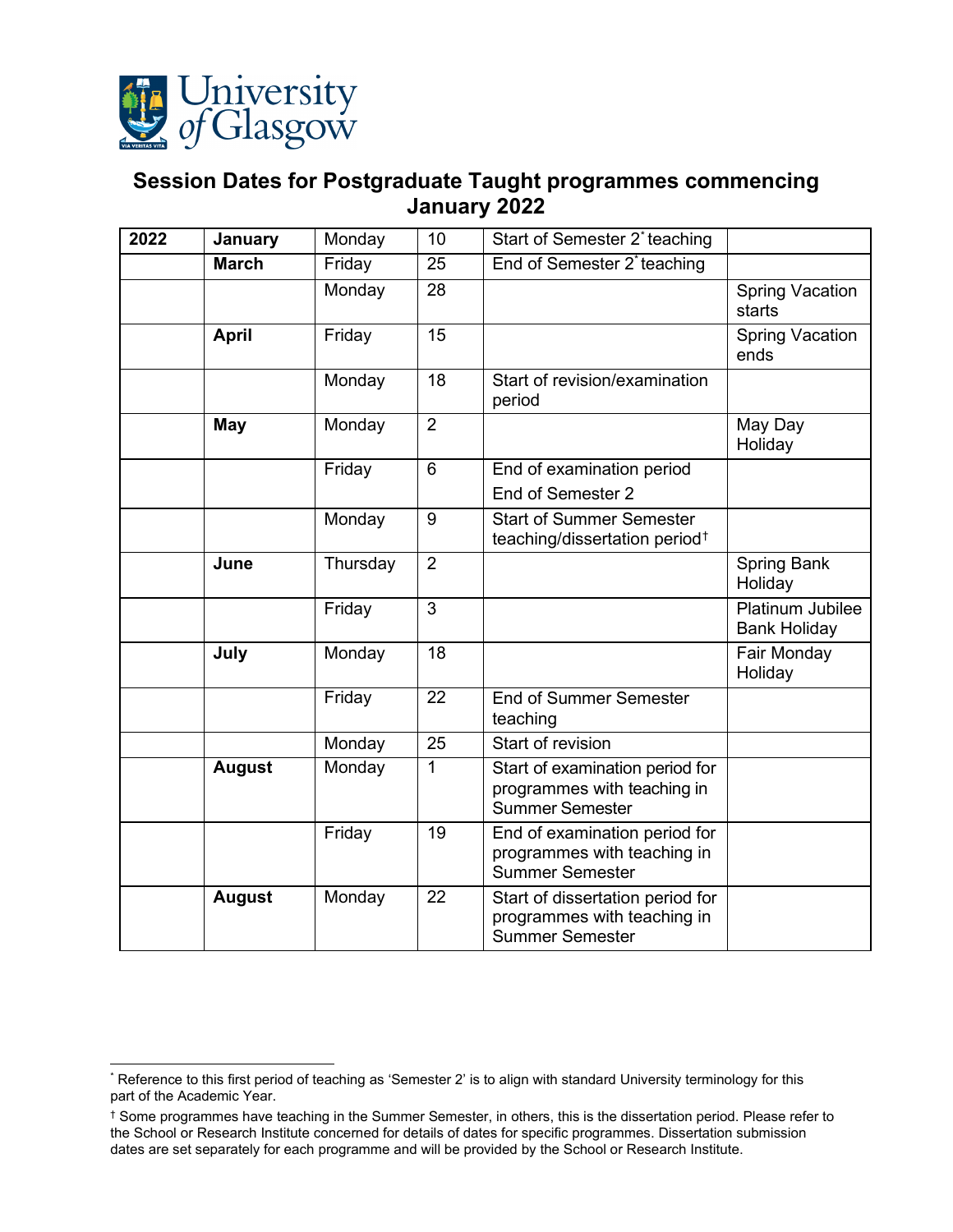University of Glasgow

## Session Dates for Postgraduate Taught programmes commencing January 2022

| 2022 | January | Monday | 10 | Start of Semester 2* teaching | |
|---|---|---|---|---|---|
| | March | Friday | 25 | End of Semester 2* teaching | |
| | | Monday | 28 | | Spring Vacation starts |
| | April | Friday | 15 | | Spring Vacation ends |
| | | Monday | 18 | Start of revision/examination period | |
| | May | Monday | 2 | | May Day Holiday |
| | | Friday | 6 | End of examination period<br>End of Semester 2 | |
| | | Monday | 9 | Start of Summer Semester teaching/dissertation period† | |
| | June | Thursday | 2 | | Spring Bank Holiday |
| | | Friday | 3 | | Platinum Jubilee Bank Holiday |
| | July | Monday | 18 | | Fair Monday Holiday |
| | | Friday | 22 | End of Summer Semester teaching | |
| | | Monday | 25 | Start of revision | |
| | August | Monday | 1 | Start of examination period for programmes with teaching in Summer Semester | |
| | | Friday | 19 | End of examination period for programmes with teaching in Summer Semester | |
| | August | Monday | 22 | Start of dissertation period for programmes with teaching in Summer Semester | |

* Reference to this first period of teaching as 'Semester 2' is to align with standard University terminology for this part of the Academic Year.

† Some programmes have teaching in the Summer Semester, in others, this is the dissertation period. Please refer to the School or Research Institute concerned for details of dates for specific programmes. Dissertation submission dates are set separately for each programme and will be provided by the School or Research Institute.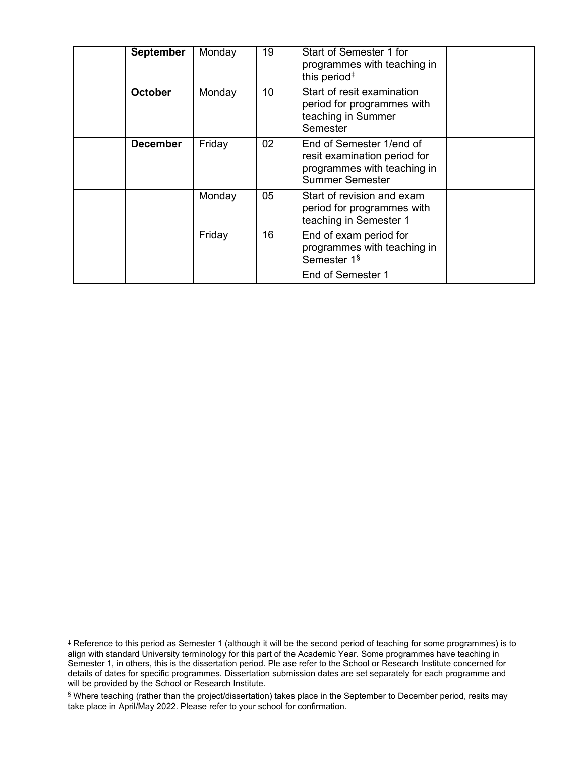| | | | | | |
|---|---|---|---|---|---|
| | **September** | Monday | 19 | Start of Semester 1 for programmes with teaching in this period‡ | |
| | **October** | Monday | 10 | Start of resit examination period for programmes with teaching in Summer Semester | |
| | **December** | Friday | 02 | End of Semester 1/end of resit examination period for programmes with teaching in Summer Semester | |
| | | Monday | 05 | Start of revision and exam period for programmes with teaching in Semester 1 | |
| | | Friday | 16 | End of exam period for programmes with teaching in Semester 1§<br>End of Semester 1 | |

‡ Reference to this period as Semester 1 (although it will be the second period of teaching for some programmes) is to align with standard University terminology for this part of the Academic Year. Some programmes have teaching in Semester 1, in others, this is the dissertation period. Ple ase refer to the School or Research Institute concerned for details of dates for specific programmes. Dissertation submission dates are set separately for each programme and will be provided by the School or Research Institute.

§ Where teaching (rather than the project/dissertation) takes place in the September to December period, resits may take place in April/May 2022. Please refer to your school for confirmation.